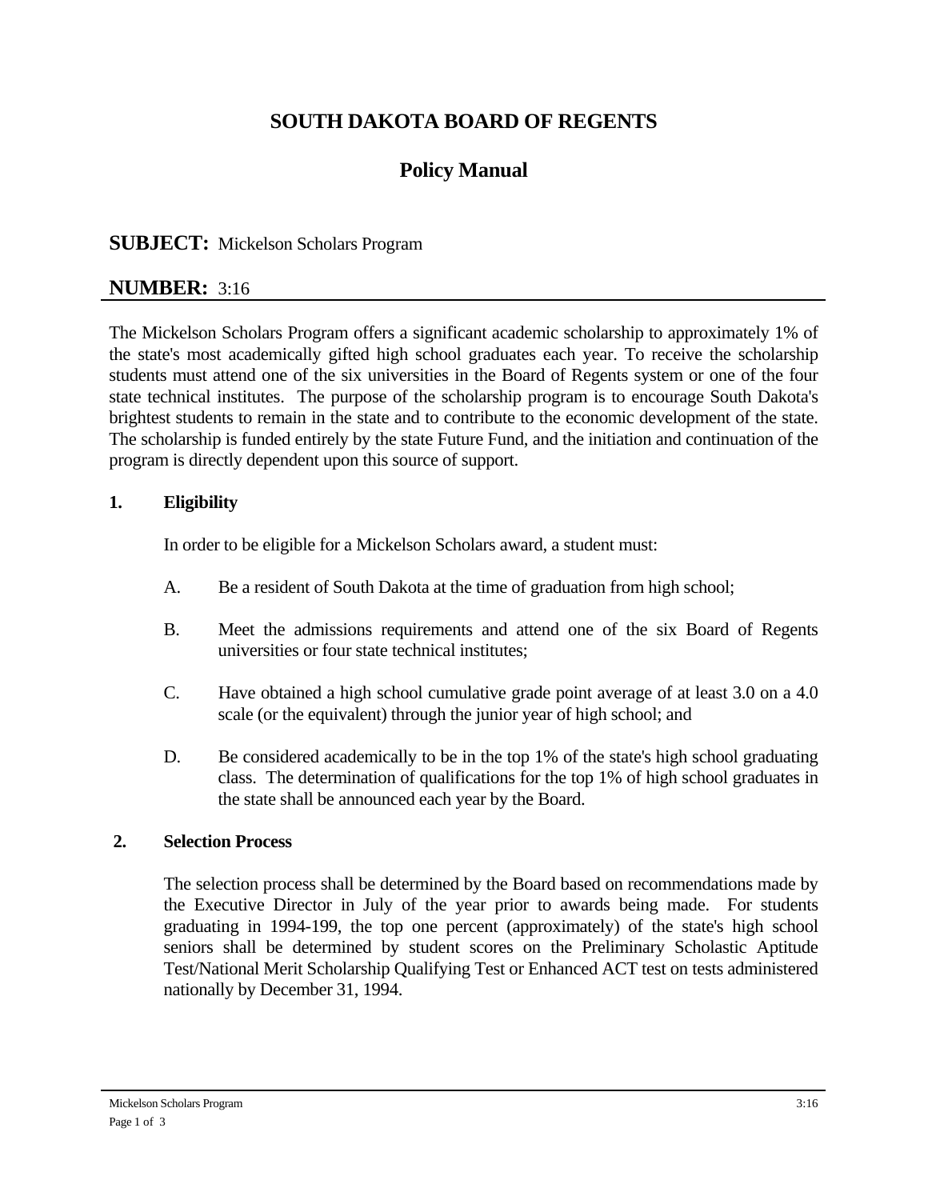# SOUTH DAKOTA BOARD OF REGENTS

## Policy Manual

**SUBJECT:** Mickelson Scholars Program

**NUMBER:** 3:16

The Mickelson Scholars Program offers a significant academic scholarship to approximately 1% of the state's most academically gifted high school graduates each year. To receive the scholarship students must attend one of the six universities in the Board of Regents system or one of the four state technical institutes. The purpose of the scholarship program is to encourage South Dakota's brightest students to remain in the state and to contribute to the economic development of the state. The scholarship is funded entirely by the state Future Fund, and the initiation and continuation of the program is directly dependent upon this source of support.

### 1. Eligibility

In order to be eligible for a Mickelson Scholars award, a student must:

A. Be a resident of South Dakota at the time of graduation from high school;

B. Meet the admissions requirements and attend one of the six Board of Regents universities or four state technical institutes;

C. Have obtained a high school cumulative grade point average of at least 3.0 on a 4.0 scale (or the equivalent) through the junior year of high school; and

D. Be considered academically to be in the top 1% of the state's high school graduating class. The determination of qualifications for the top 1% of high school graduates in the state shall be announced each year by the Board.

### 2. Selection Process

The selection process shall be determined by the Board based on recommendations made by the Executive Director in July of the year prior to awards being made. For students graduating in 1994-199, the top one percent (approximately) of the state's high school seniors shall be determined by student scores on the Preliminary Scholastic Aptitude Test/National Merit Scholarship Qualifying Test or Enhanced ACT test on tests administered nationally by December 31, 1994.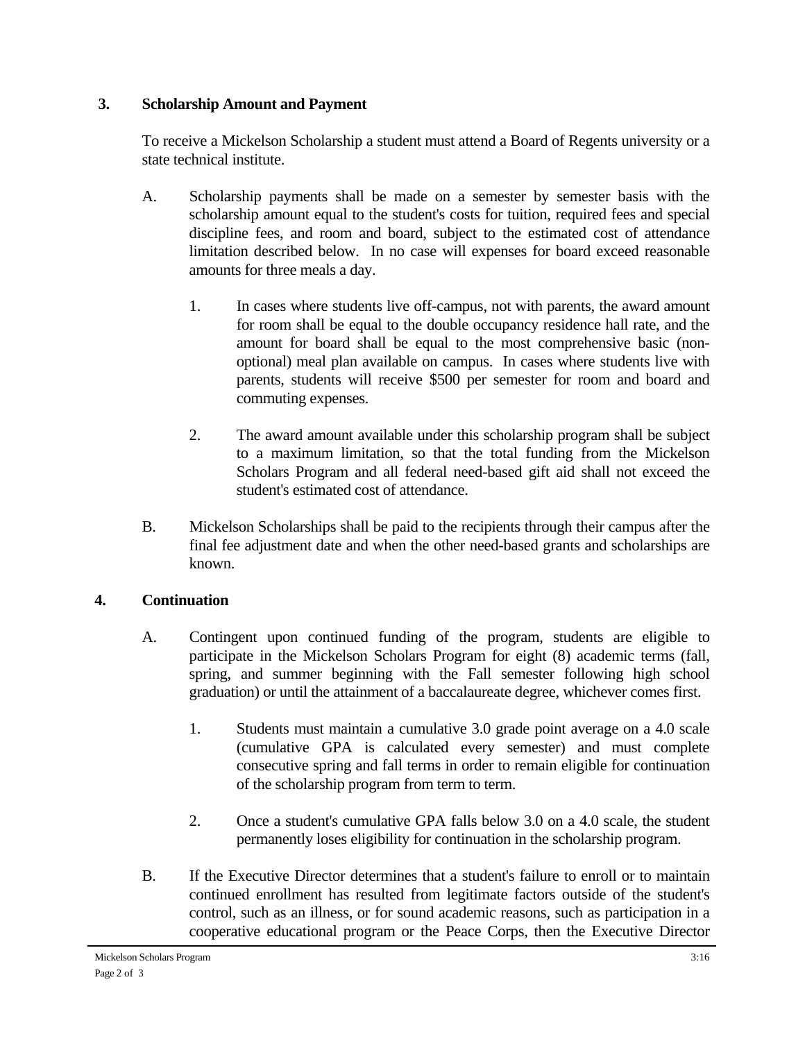## 3. Scholarship Amount and Payment

To receive a Mickelson Scholarship a student must attend a Board of Regents university or a state technical institute.

A. Scholarship payments shall be made on a semester by semester basis with the scholarship amount equal to the student's costs for tuition, required fees and special discipline fees, and room and board, subject to the estimated cost of attendance limitation described below. In no case will expenses for board exceed reasonable amounts for three meals a day.

   1. In cases where students live off-campus, not with parents, the award amount for room shall be equal to the double occupancy residence hall rate, and the amount for board shall be equal to the most comprehensive basic (non-optional) meal plan available on campus. In cases where students live with parents, students will receive $500 per semester for room and board and commuting expenses.

   2. The award amount available under this scholarship program shall be subject to a maximum limitation, so that the total funding from the Mickelson Scholars Program and all federal need-based gift aid shall not exceed the student's estimated cost of attendance.

B. Mickelson Scholarships shall be paid to the recipients through their campus after the final fee adjustment date and when the other need-based grants and scholarships are known.

## 4. Continuation

A. Contingent upon continued funding of the program, students are eligible to participate in the Mickelson Scholars Program for eight (8) academic terms (fall, spring, and summer beginning with the Fall semester following high school graduation) or until the attainment of a baccalaureate degree, whichever comes first.

   1. Students must maintain a cumulative 3.0 grade point average on a 4.0 scale (cumulative GPA is calculated every semester) and must complete consecutive spring and fall terms in order to remain eligible for continuation of the scholarship program from term to term.

   2. Once a student's cumulative GPA falls below 3.0 on a 4.0 scale, the student permanently loses eligibility for continuation in the scholarship program.

B. If the Executive Director determines that a student's failure to enroll or to maintain continued enrollment has resulted from legitimate factors outside of the student's control, such as an illness, or for sound academic reasons, such as participation in a cooperative educational program or the Peace Corps, then the Executive Director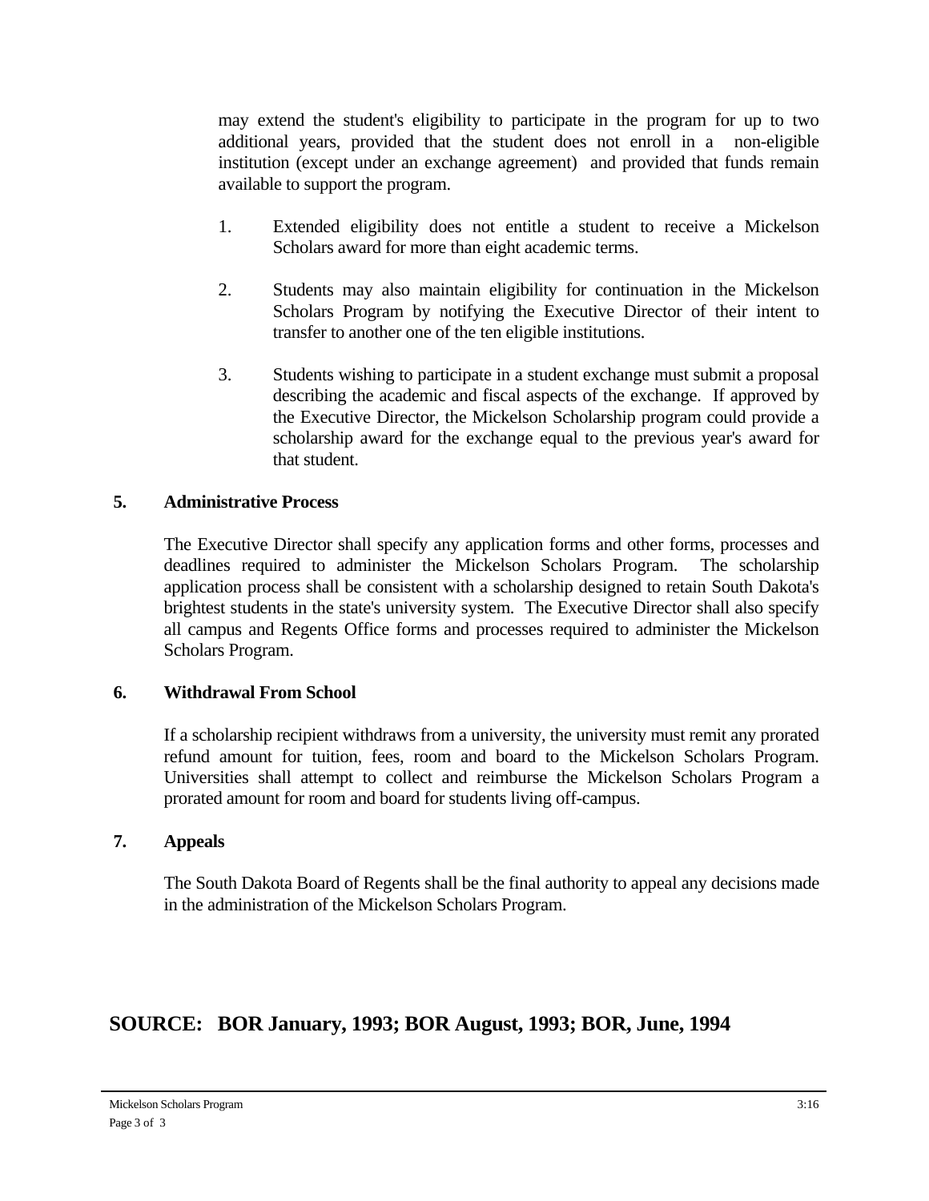may extend the student's eligibility to participate in the program for up to two additional years, provided that the student does not enroll in a non-eligible institution (except under an exchange agreement) and provided that funds remain available to support the program.

1. Extended eligibility does not entitle a student to receive a Mickelson Scholars award for more than eight academic terms.

2. Students may also maintain eligibility for continuation in the Mickelson Scholars Program by notifying the Executive Director of their intent to transfer to another one of the ten eligible institutions.

3. Students wishing to participate in a student exchange must submit a proposal describing the academic and fiscal aspects of the exchange. If approved by the Executive Director, the Mickelson Scholarship program could provide a scholarship award for the exchange equal to the previous year's award for that student.

## 5. Administrative Process

The Executive Director shall specify any application forms and other forms, processes and deadlines required to administer the Mickelson Scholars Program. The scholarship application process shall be consistent with a scholarship designed to retain South Dakota's brightest students in the state's university system. The Executive Director shall also specify all campus and Regents Office forms and processes required to administer the Mickelson Scholars Program.

## 6. Withdrawal From School

If a scholarship recipient withdraws from a university, the university must remit any prorated refund amount for tuition, fees, room and board to the Mickelson Scholars Program. Universities shall attempt to collect and reimburse the Mickelson Scholars Program a prorated amount for room and board for students living off-campus.

## 7. Appeals

The South Dakota Board of Regents shall be the final authority to appeal any decisions made in the administration of the Mickelson Scholars Program.

**SOURCE: BOR January, 1993; BOR August, 1993; BOR, June, 1994**